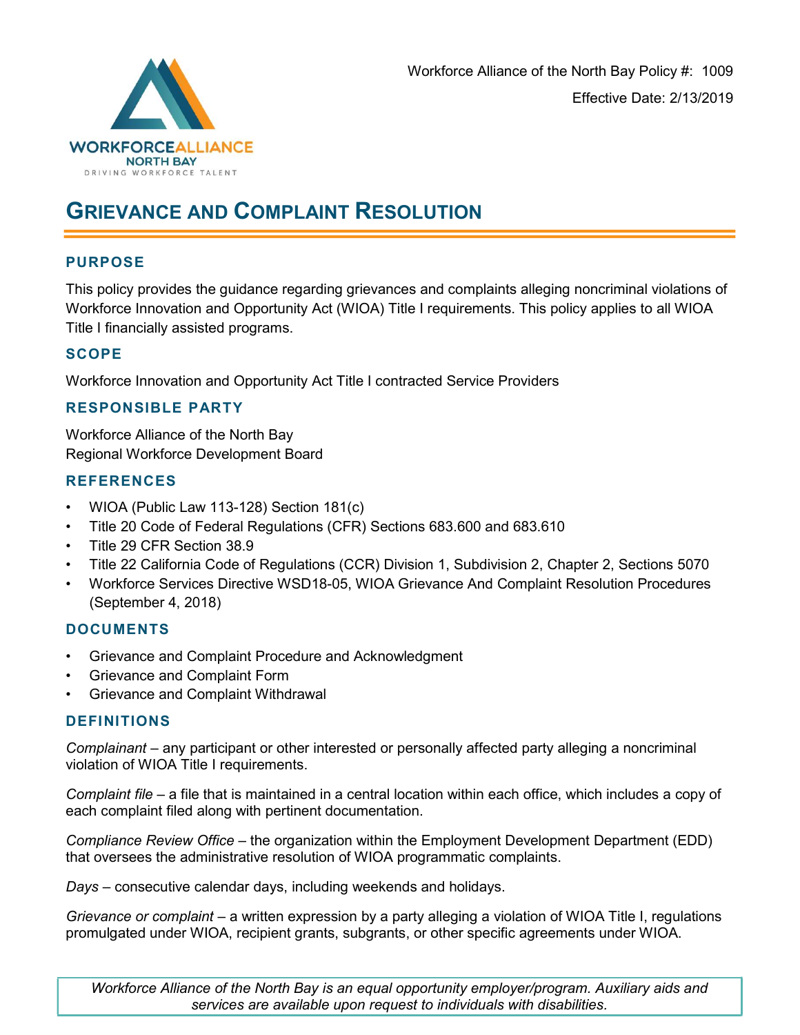Workforce Alliance of the North Bay Policy #: 1009

Effective Date: 2/13/2019

# GRIEVANCE AND COMPLAINT RESOLUTION

## PURPOSE

This policy provides the guidance regarding grievances and complaints alleging noncriminal violations of Workforce Innovation and Opportunity Act (WIOA) Title I requirements. This policy applies to all WIOA Title I financially assisted programs.

## SCOPE

Workforce Innovation and Opportunity Act Title I contracted Service Providers

## RESPONSIBLE PARTY

Workforce Alliance of the North Bay
Regional Workforce Development Board

## REFERENCES

- WIOA (Public Law 113-128) Section 181(c)
- Title 20 Code of Federal Regulations (CFR) Sections 683.600 and 683.610
- Title 29 CFR Section 38.9
- Title 22 California Code of Regulations (CCR) Division 1, Subdivision 2, Chapter 2, Sections 5070
- Workforce Services Directive WSD18-05, WIOA Grievance And Complaint Resolution Procedures (September 4, 2018)

## DOCUMENTS

- Grievance and Complaint Procedure and Acknowledgment
- Grievance and Complaint Form
- Grievance and Complaint Withdrawal

## DEFINITIONS

*Complainant* – any participant or other interested or personally affected party alleging a noncriminal violation of WIOA Title I requirements.

*Complaint file* – a file that is maintained in a central location within each office, which includes a copy of each complaint filed along with pertinent documentation.

*Compliance Review Office* – the organization within the Employment Development Department (EDD) that oversees the administrative resolution of WIOA programmatic complaints.

*Days* – consecutive calendar days, including weekends and holidays.

*Grievance or complaint* – a written expression by a party alleging a violation of WIOA Title I, regulations promulgated under WIOA, recipient grants, subgrants, or other specific agreements under WIOA.

*Workforce Alliance of the North Bay is an equal opportunity employer/program. Auxiliary aids and services are available upon request to individuals with disabilities.*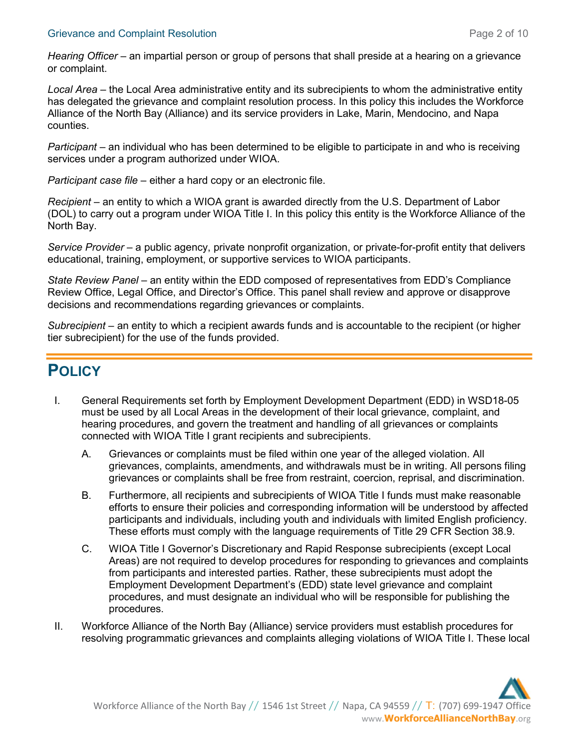*Hearing Officer* – an impartial person or group of persons that shall preside at a hearing on a grievance or complaint.

*Local Area* – the Local Area administrative entity and its subrecipients to whom the administrative entity has delegated the grievance and complaint resolution process. In this policy this includes the Workforce Alliance of the North Bay (Alliance) and its service providers in Lake, Marin, Mendocino, and Napa counties.

*Participant* – an individual who has been determined to be eligible to participate in and who is receiving services under a program authorized under WIOA.

*Participant case file* – either a hard copy or an electronic file.

*Recipient* – an entity to which a WIOA grant is awarded directly from the U.S. Department of Labor (DOL) to carry out a program under WIOA Title I. In this policy this entity is the Workforce Alliance of the North Bay.

*Service Provider* – a public agency, private nonprofit organization, or private-for-profit entity that delivers educational, training, employment, or supportive services to WIOA participants.

*State Review Panel* – an entity within the EDD composed of representatives from EDD's Compliance Review Office, Legal Office, and Director's Office. This panel shall review and approve or disapprove decisions and recommendations regarding grievances or complaints.

*Subrecipient* – an entity to which a recipient awards funds and is accountable to the recipient (or higher tier subrecipient) for the use of the funds provided.

# POLICY

I. General Requirements set forth by Employment Development Department (EDD) in WSD18-05 must be used by all Local Areas in the development of their local grievance, complaint, and hearing procedures, and govern the treatment and handling of all grievances or complaints connected with WIOA Title I grant recipients and subrecipients.

   A. Grievances or complaints must be filed within one year of the alleged violation. All grievances, complaints, amendments, and withdrawals must be in writing. All persons filing grievances or complaints shall be free from restraint, coercion, reprisal, and discrimination.

   B. Furthermore, all recipients and subrecipients of WIOA Title I funds must make reasonable efforts to ensure their policies and corresponding information will be understood by affected participants and individuals, including youth and individuals with limited English proficiency. These efforts must comply with the language requirements of Title 29 CFR Section 38.9.

   C. WIOA Title I Governor's Discretionary and Rapid Response subrecipients (except Local Areas) are not required to develop procedures for responding to grievances and complaints from participants and interested parties. Rather, these subrecipients must adopt the Employment Development Department's (EDD) state level grievance and complaint procedures, and must designate an individual who will be responsible for publishing the procedures.

II. Workforce Alliance of the North Bay (Alliance) service providers must establish procedures for resolving programmatic grievances and complaints alleging violations of WIOA Title I. These local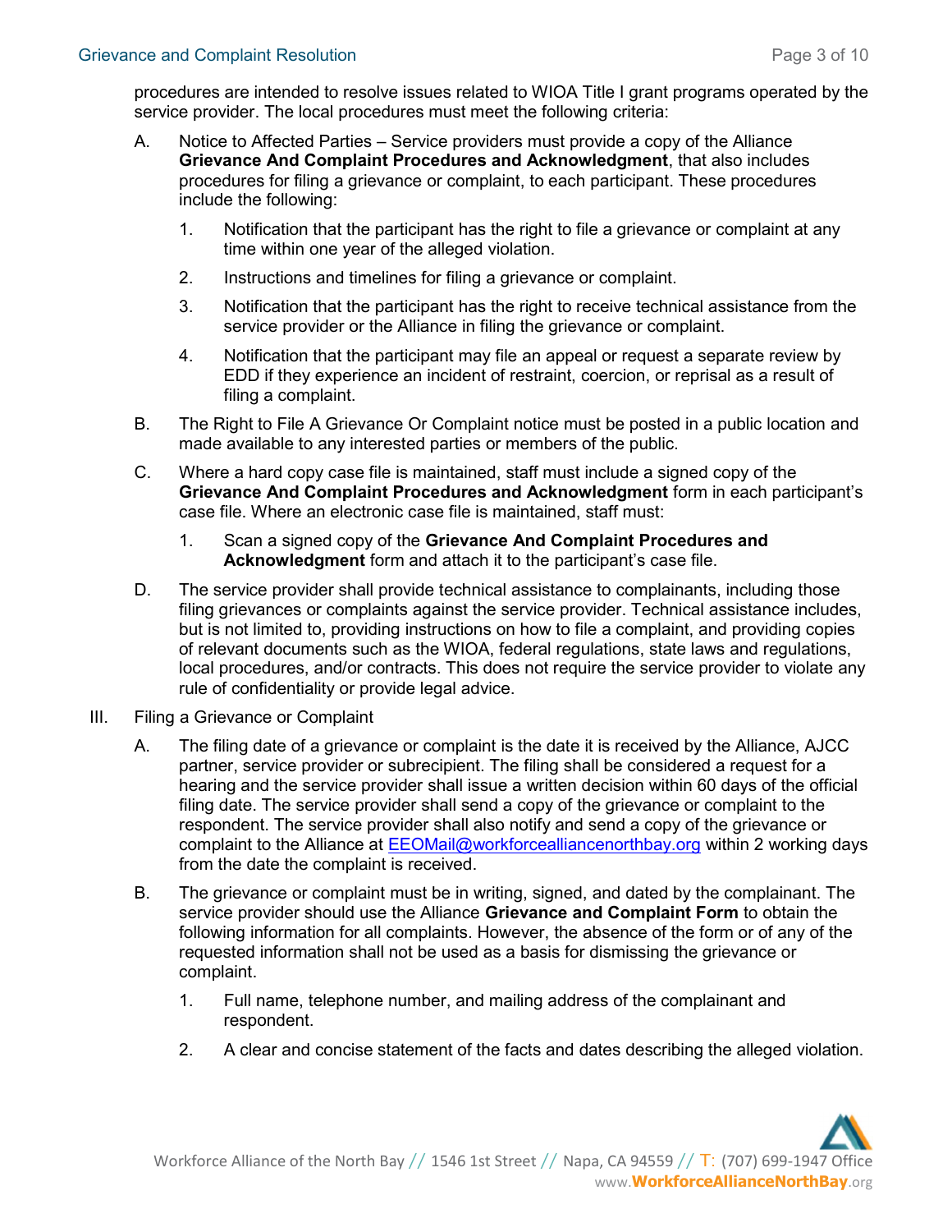procedures are intended to resolve issues related to WIOA Title I grant programs operated by the service provider. The local procedures must meet the following criteria:

A. Notice to Affected Parties – Service providers must provide a copy of the Alliance **Grievance And Complaint Procedures and Acknowledgment**, that also includes procedures for filing a grievance or complaint, to each participant. These procedures include the following:

   1. Notification that the participant has the right to file a grievance or complaint at any time within one year of the alleged violation.

   2. Instructions and timelines for filing a grievance or complaint.

   3. Notification that the participant has the right to receive technical assistance from the service provider or the Alliance in filing the grievance or complaint.

   4. Notification that the participant may file an appeal or request a separate review by EDD if they experience an incident of restraint, coercion, or reprisal as a result of filing a complaint.

B. The Right to File A Grievance Or Complaint notice must be posted in a public location and made available to any interested parties or members of the public.

C. Where a hard copy case file is maintained, staff must include a signed copy of the **Grievance And Complaint Procedures and Acknowledgment** form in each participant's case file. Where an electronic case file is maintained, staff must:

   1. Scan a signed copy of the **Grievance And Complaint Procedures and Acknowledgment** form and attach it to the participant's case file.

D. The service provider shall provide technical assistance to complainants, including those filing grievances or complaints against the service provider. Technical assistance includes, but is not limited to, providing instructions on how to file a complaint, and providing copies of relevant documents such as the WIOA, federal regulations, state laws and regulations, local procedures, and/or contracts. This does not require the service provider to violate any rule of confidentiality or provide legal advice.

III. Filing a Grievance or Complaint

A. The filing date of a grievance or complaint is the date it is received by the Alliance, AJCC partner, service provider or subrecipient. The filing shall be considered a request for a hearing and the service provider shall issue a written decision within 60 days of the official filing date. The service provider shall send a copy of the grievance or complaint to the respondent. The service provider shall also notify and send a copy of the grievance or complaint to the Alliance at EEOMail@workforcealliancenorthbay.org within 2 working days from the date the complaint is received.

B. The grievance or complaint must be in writing, signed, and dated by the complainant. The service provider should use the Alliance **Grievance and Complaint Form** to obtain the following information for all complaints. However, the absence of the form or of any of the requested information shall not be used as a basis for dismissing the grievance or complaint.

   1. Full name, telephone number, and mailing address of the complainant and respondent.

   2. A clear and concise statement of the facts and dates describing the alleged violation.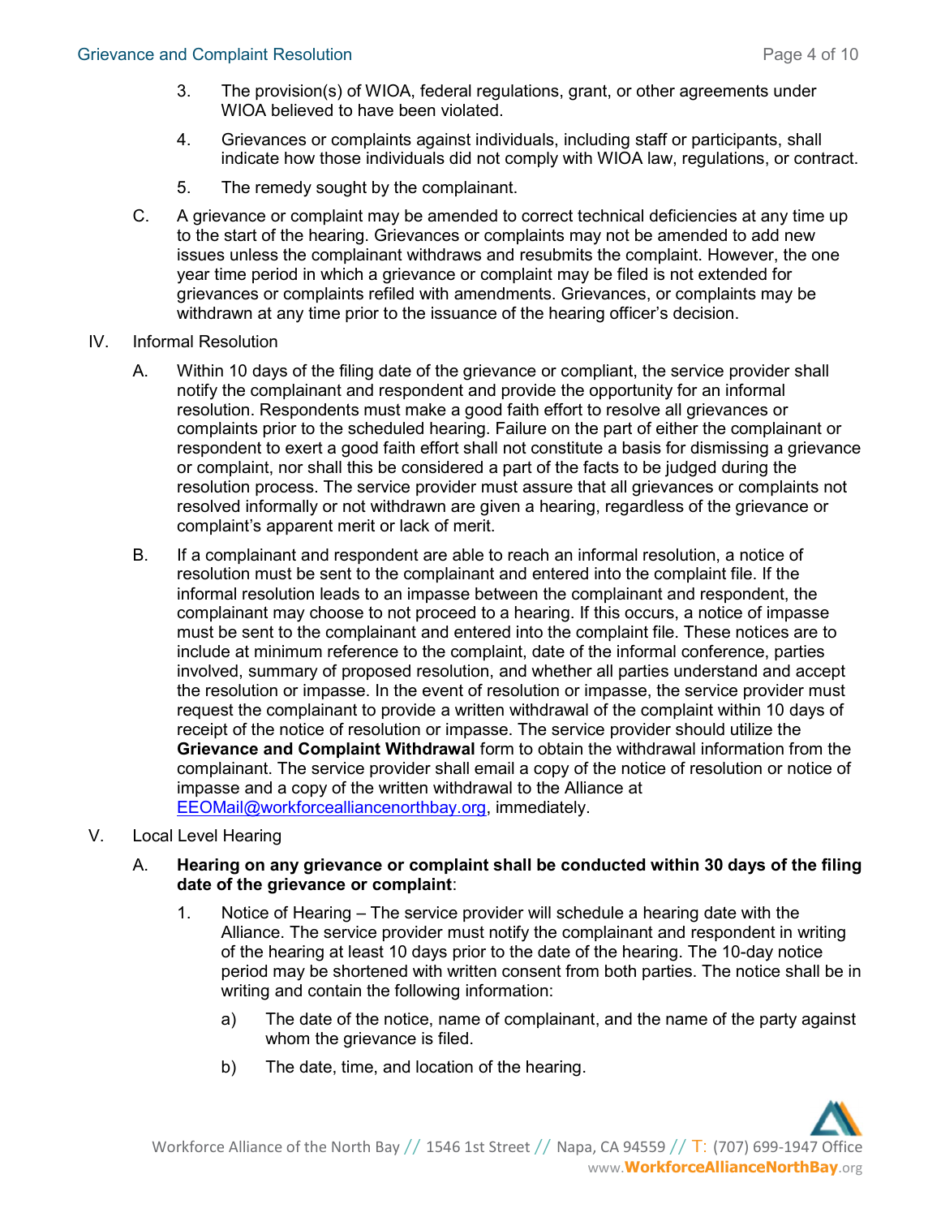3. The provision(s) of WIOA, federal regulations, grant, or other agreements under WIOA believed to have been violated.

4. Grievances or complaints against individuals, including staff or participants, shall indicate how those individuals did not comply with WIOA law, regulations, or contract.

5. The remedy sought by the complainant.

C. A grievance or complaint may be amended to correct technical deficiencies at any time up to the start of the hearing. Grievances or complaints may not be amended to add new issues unless the complainant withdraws and resubmits the complaint. However, the one year time period in which a grievance or complaint may be filed is not extended for grievances or complaints refiled with amendments. Grievances, or complaints may be withdrawn at any time prior to the issuance of the hearing officer's decision.

IV. Informal Resolution

A. Within 10 days of the filing date of the grievance or compliant, the service provider shall notify the complainant and respondent and provide the opportunity for an informal resolution. Respondents must make a good faith effort to resolve all grievances or complaints prior to the scheduled hearing. Failure on the part of either the complainant or respondent to exert a good faith effort shall not constitute a basis for dismissing a grievance or complaint, nor shall this be considered a part of the facts to be judged during the resolution process. The service provider must assure that all grievances or complaints not resolved informally or not withdrawn are given a hearing, regardless of the grievance or complaint's apparent merit or lack of merit.

B. If a complainant and respondent are able to reach an informal resolution, a notice of resolution must be sent to the complainant and entered into the complaint file. If the informal resolution leads to an impasse between the complainant and respondent, the complainant may choose to not proceed to a hearing. If this occurs, a notice of impasse must be sent to the complainant and entered into the complaint file. These notices are to include at minimum reference to the complaint, date of the informal conference, parties involved, summary of proposed resolution, and whether all parties understand and accept the resolution or impasse. In the event of resolution or impasse, the service provider must request the complainant to provide a written withdrawal of the complaint within 10 days of receipt of the notice of resolution or impasse. The service provider should utilize the **Grievance and Complaint Withdrawal** form to obtain the withdrawal information from the complainant. The service provider shall email a copy of the notice of resolution or notice of impasse and a copy of the written withdrawal to the Alliance at EEOMail@workforcealliancenorthbay.org, immediately.

V. Local Level Hearing

A. **Hearing on any grievance or complaint shall be conducted within 30 days of the filing date of the grievance or complaint**:

1. Notice of Hearing – The service provider will schedule a hearing date with the Alliance. The service provider must notify the complainant and respondent in writing of the hearing at least 10 days prior to the date of the hearing. The 10-day notice period may be shortened with written consent from both parties. The notice shall be in writing and contain the following information:

   a) The date of the notice, name of complainant, and the name of the party against whom the grievance is filed.

   b) The date, time, and location of the hearing.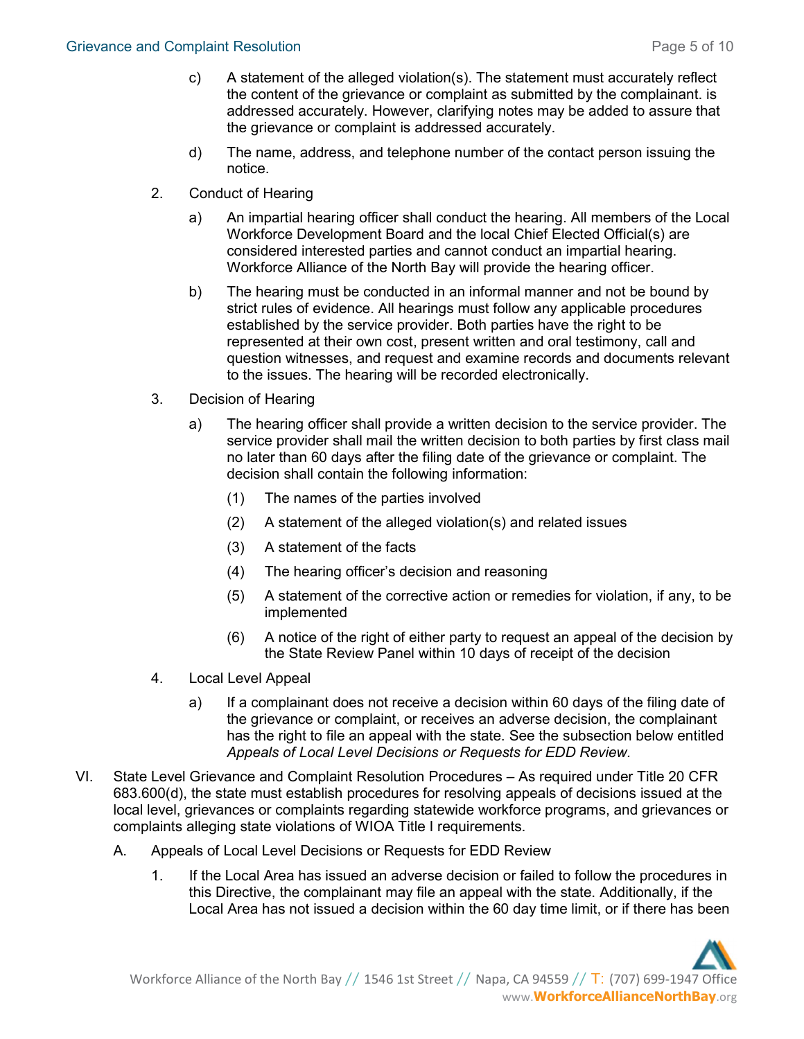c) A statement of the alleged violation(s). The statement must accurately reflect the content of the grievance or complaint as submitted by the complainant. is addressed accurately. However, clarifying notes may be added to assure that the grievance or complaint is addressed accurately.

d) The name, address, and telephone number of the contact person issuing the notice.

2. Conduct of Hearing

   a) An impartial hearing officer shall conduct the hearing. All members of the Local Workforce Development Board and the local Chief Elected Official(s) are considered interested parties and cannot conduct an impartial hearing. Workforce Alliance of the North Bay will provide the hearing officer.

   b) The hearing must be conducted in an informal manner and not be bound by strict rules of evidence. All hearings must follow any applicable procedures established by the service provider. Both parties have the right to be represented at their own cost, present written and oral testimony, call and question witnesses, and request and examine records and documents relevant to the issues. The hearing will be recorded electronically.

3. Decision of Hearing

   a) The hearing officer shall provide a written decision to the service provider. The service provider shall mail the written decision to both parties by first class mail no later than 60 days after the filing date of the grievance or complaint. The decision shall contain the following information:

      (1) The names of the parties involved

      (2) A statement of the alleged violation(s) and related issues

      (3) A statement of the facts

      (4) The hearing officer's decision and reasoning

      (5) A statement of the corrective action or remedies for violation, if any, to be implemented

      (6) A notice of the right of either party to request an appeal of the decision by the State Review Panel within 10 days of receipt of the decision

4. Local Level Appeal

   a) If a complainant does not receive a decision within 60 days of the filing date of the grievance or complaint, or receives an adverse decision, the complainant has the right to file an appeal with the state. See the subsection below entitled *Appeals of Local Level Decisions or Requests for EDD Review*.

VI. State Level Grievance and Complaint Resolution Procedures – As required under Title 20 CFR 683.600(d), the state must establish procedures for resolving appeals of decisions issued at the local level, grievances or complaints regarding statewide workforce programs, and grievances or complaints alleging state violations of WIOA Title I requirements.

   A. Appeals of Local Level Decisions or Requests for EDD Review

      1. If the Local Area has issued an adverse decision or failed to follow the procedures in this Directive, the complainant may file an appeal with the state. Additionally, if the Local Area has not issued a decision within the 60 day time limit, or if there has been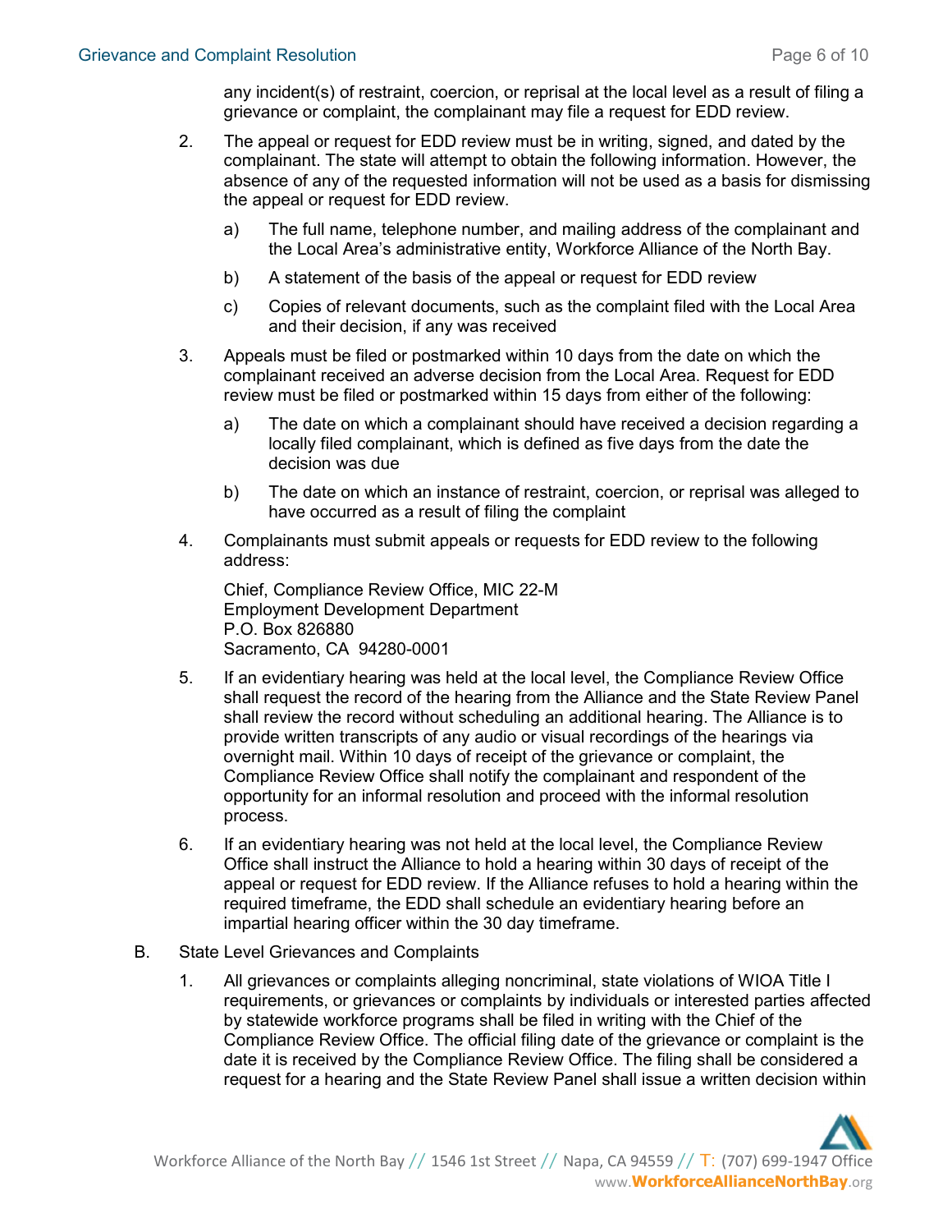any incident(s) of restraint, coercion, or reprisal at the local level as a result of filing a grievance or complaint, the complainant may file a request for EDD review.

2. The appeal or request for EDD review must be in writing, signed, and dated by the complainant. The state will attempt to obtain the following information. However, the absence of any of the requested information will not be used as a basis for dismissing the appeal or request for EDD review.

   a) The full name, telephone number, and mailing address of the complainant and the Local Area's administrative entity, Workforce Alliance of the North Bay.

   b) A statement of the basis of the appeal or request for EDD review

   c) Copies of relevant documents, such as the complaint filed with the Local Area and their decision, if any was received

3. Appeals must be filed or postmarked within 10 days from the date on which the complainant received an adverse decision from the Local Area. Request for EDD review must be filed or postmarked within 15 days from either of the following:

   a) The date on which a complainant should have received a decision regarding a locally filed complainant, which is defined as five days from the date the decision was due

   b) The date on which an instance of restraint, coercion, or reprisal was alleged to have occurred as a result of filing the complaint

4. Complainants must submit appeals or requests for EDD review to the following address:

   Chief, Compliance Review Office, MIC 22-M
   Employment Development Department
   P.O. Box 826880
   Sacramento, CA 94280-0001

5. If an evidentiary hearing was held at the local level, the Compliance Review Office shall request the record of the hearing from the Alliance and the State Review Panel shall review the record without scheduling an additional hearing. The Alliance is to provide written transcripts of any audio or visual recordings of the hearings via overnight mail. Within 10 days of receipt of the grievance or complaint, the Compliance Review Office shall notify the complainant and respondent of the opportunity for an informal resolution and proceed with the informal resolution process.

6. If an evidentiary hearing was not held at the local level, the Compliance Review Office shall instruct the Alliance to hold a hearing within 30 days of receipt of the appeal or request for EDD review. If the Alliance refuses to hold a hearing within the required timeframe, the EDD shall schedule an evidentiary hearing before an impartial hearing officer within the 30 day timeframe.

B. State Level Grievances and Complaints

1. All grievances or complaints alleging noncriminal, state violations of WIOA Title I requirements, or grievances or complaints by individuals or interested parties affected by statewide workforce programs shall be filed in writing with the Chief of the Compliance Review Office. The official filing date of the grievance or complaint is the date it is received by the Compliance Review Office. The filing shall be considered a request for a hearing and the State Review Panel shall issue a written decision within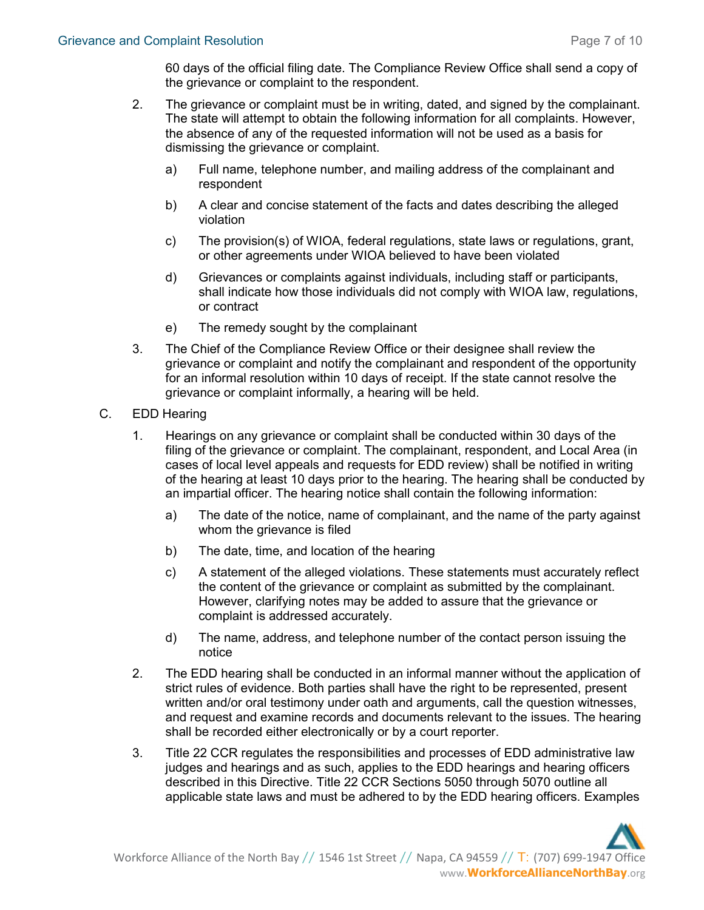60 days of the official filing date. The Compliance Review Office shall send a copy of the grievance or complaint to the respondent.

2. The grievance or complaint must be in writing, dated, and signed by the complainant. The state will attempt to obtain the following information for all complaints. However, the absence of any of the requested information will not be used as a basis for dismissing the grievance or complaint.

   a) Full name, telephone number, and mailing address of the complainant and respondent

   b) A clear and concise statement of the facts and dates describing the alleged violation

   c) The provision(s) of WIOA, federal regulations, state laws or regulations, grant, or other agreements under WIOA believed to have been violated

   d) Grievances or complaints against individuals, including staff or participants, shall indicate how those individuals did not comply with WIOA law, regulations, or contract

   e) The remedy sought by the complainant

3. The Chief of the Compliance Review Office or their designee shall review the grievance or complaint and notify the complainant and respondent of the opportunity for an informal resolution within 10 days of receipt. If the state cannot resolve the grievance or complaint informally, a hearing will be held.

C. EDD Hearing

1. Hearings on any grievance or complaint shall be conducted within 30 days of the filing of the grievance or complaint. The complainant, respondent, and Local Area (in cases of local level appeals and requests for EDD review) shall be notified in writing of the hearing at least 10 days prior to the hearing. The hearing shall be conducted by an impartial officer. The hearing notice shall contain the following information:

   a) The date of the notice, name of complainant, and the name of the party against whom the grievance is filed

   b) The date, time, and location of the hearing

   c) A statement of the alleged violations. These statements must accurately reflect the content of the grievance or complaint as submitted by the complainant. However, clarifying notes may be added to assure that the grievance or complaint is addressed accurately.

   d) The name, address, and telephone number of the contact person issuing the notice

2. The EDD hearing shall be conducted in an informal manner without the application of strict rules of evidence. Both parties shall have the right to be represented, present written and/or oral testimony under oath and arguments, call the question witnesses, and request and examine records and documents relevant to the issues. The hearing shall be recorded either electronically or by a court reporter.

3. Title 22 CCR regulates the responsibilities and processes of EDD administrative law judges and hearings and as such, applies to the EDD hearings and hearing officers described in this Directive. Title 22 CCR Sections 5050 through 5070 outline all applicable state laws and must be adhered to by the EDD hearing officers. Examples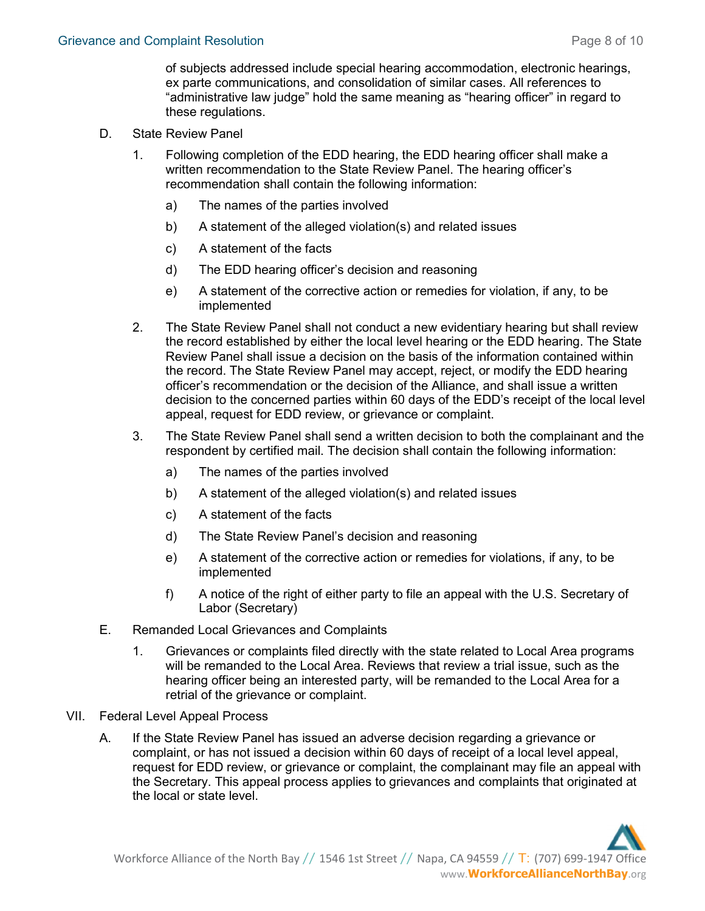of subjects addressed include special hearing accommodation, electronic hearings, ex parte communications, and consolidation of similar cases. All references to "administrative law judge" hold the same meaning as "hearing officer" in regard to these regulations.

D. State Review Panel

1. Following completion of the EDD hearing, the EDD hearing officer shall make a written recommendation to the State Review Panel. The hearing officer's recommendation shall contain the following information:

    a) The names of the parties involved

    b) A statement of the alleged violation(s) and related issues

    c) A statement of the facts

    d) The EDD hearing officer's decision and reasoning

    e) A statement of the corrective action or remedies for violation, if any, to be implemented

2. The State Review Panel shall not conduct a new evidentiary hearing but shall review the record established by either the local level hearing or the EDD hearing. The State Review Panel shall issue a decision on the basis of the information contained within the record. The State Review Panel may accept, reject, or modify the EDD hearing officer's recommendation or the decision of the Alliance, and shall issue a written decision to the concerned parties within 60 days of the EDD's receipt of the local level appeal, request for EDD review, or grievance or complaint.

3. The State Review Panel shall send a written decision to both the complainant and the respondent by certified mail. The decision shall contain the following information:

    a) The names of the parties involved

    b) A statement of the alleged violation(s) and related issues

    c) A statement of the facts

    d) The State Review Panel's decision and reasoning

    e) A statement of the corrective action or remedies for violations, if any, to be implemented

    f) A notice of the right of either party to file an appeal with the U.S. Secretary of Labor (Secretary)

E. Remanded Local Grievances and Complaints

1. Grievances or complaints filed directly with the state related to Local Area programs will be remanded to the Local Area. Reviews that review a trial issue, such as the hearing officer being an interested party, will be remanded to the Local Area for a retrial of the grievance or complaint.

VII. Federal Level Appeal Process

A. If the State Review Panel has issued an adverse decision regarding a grievance or complaint, or has not issued a decision within 60 days of receipt of a local level appeal, request for EDD review, or grievance or complaint, the complainant may file an appeal with the Secretary. This appeal process applies to grievances and complaints that originated at the local or state level.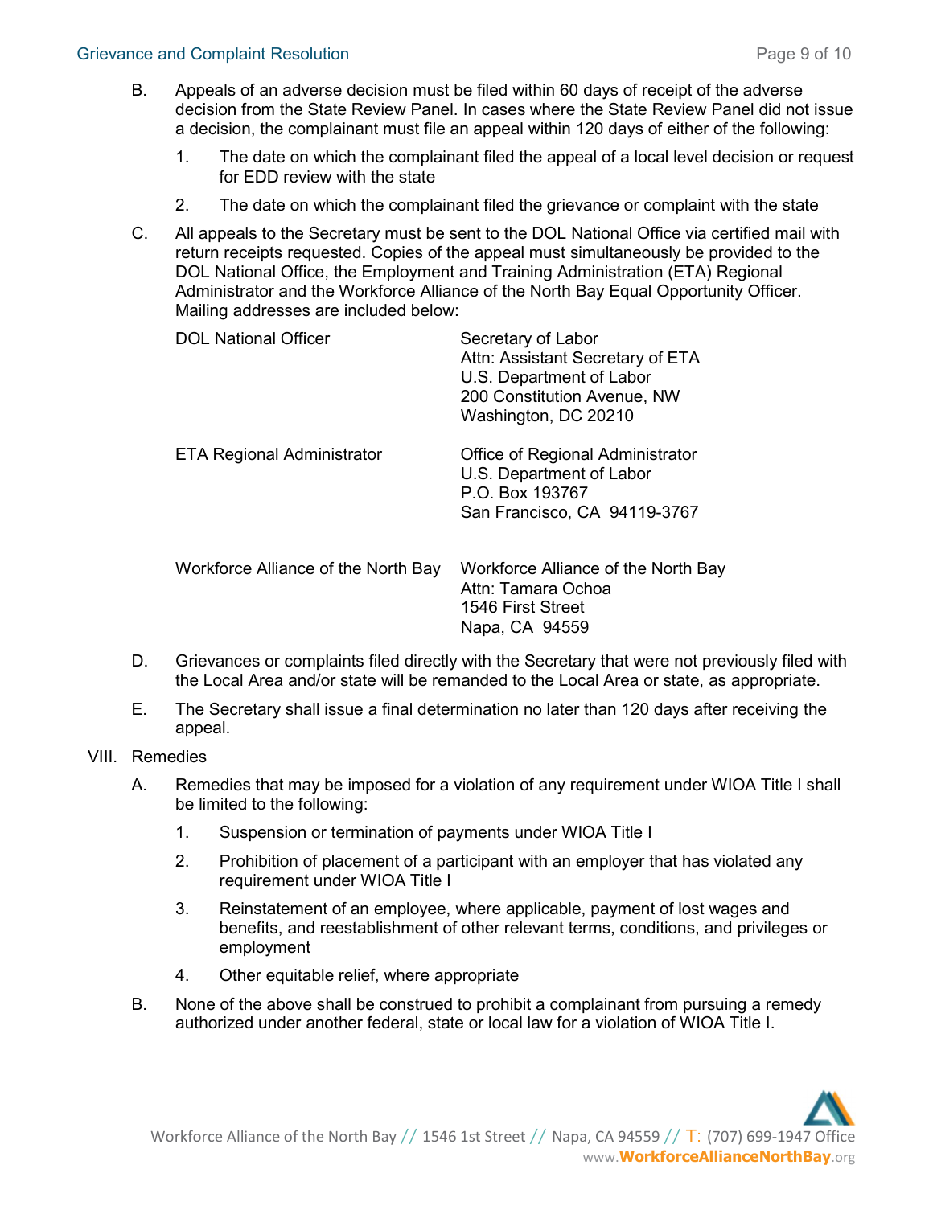B. Appeals of an adverse decision must be filed within 60 days of receipt of the adverse decision from the State Review Panel. In cases where the State Review Panel did not issue a decision, the complainant must file an appeal within 120 days of either of the following:

   1. The date on which the complainant filed the appeal of a local level decision or request for EDD review with the state

   2. The date on which the complainant filed the grievance or complaint with the state

C. All appeals to the Secretary must be sent to the DOL National Office via certified mail with return receipts requested. Copies of the appeal must simultaneously be provided to the DOL National Office, the Employment and Training Administration (ETA) Regional Administrator and the Workforce Alliance of the North Bay Equal Opportunity Officer. Mailing addresses are included below:

| | |
|---|---|
| DOL National Officer | Secretary of Labor<br>Attn: Assistant Secretary of ETA<br>U.S. Department of Labor<br>200 Constitution Avenue, NW<br>Washington, DC 20210 |
| ETA Regional Administrator | Office of Regional Administrator<br>U.S. Department of Labor<br>P.O. Box 193767<br>San Francisco, CA 94119-3767 |
| Workforce Alliance of the North Bay | Workforce Alliance of the North Bay<br>Attn: Tamara Ochoa<br>1546 First Street<br>Napa, CA 94559 |

D. Grievances or complaints filed directly with the Secretary that were not previously filed with the Local Area and/or state will be remanded to the Local Area or state, as appropriate.

E. The Secretary shall issue a final determination no later than 120 days after receiving the appeal.

VIII. Remedies

A. Remedies that may be imposed for a violation of any requirement under WIOA Title I shall be limited to the following:

   1. Suspension or termination of payments under WIOA Title I

   2. Prohibition of placement of a participant with an employer that has violated any requirement under WIOA Title I

   3. Reinstatement of an employee, where applicable, payment of lost wages and benefits, and reestablishment of other relevant terms, conditions, and privileges or employment

   4. Other equitable relief, where appropriate

B. None of the above shall be construed to prohibit a complainant from pursuing a remedy authorized under another federal, state or local law for a violation of WIOA Title I.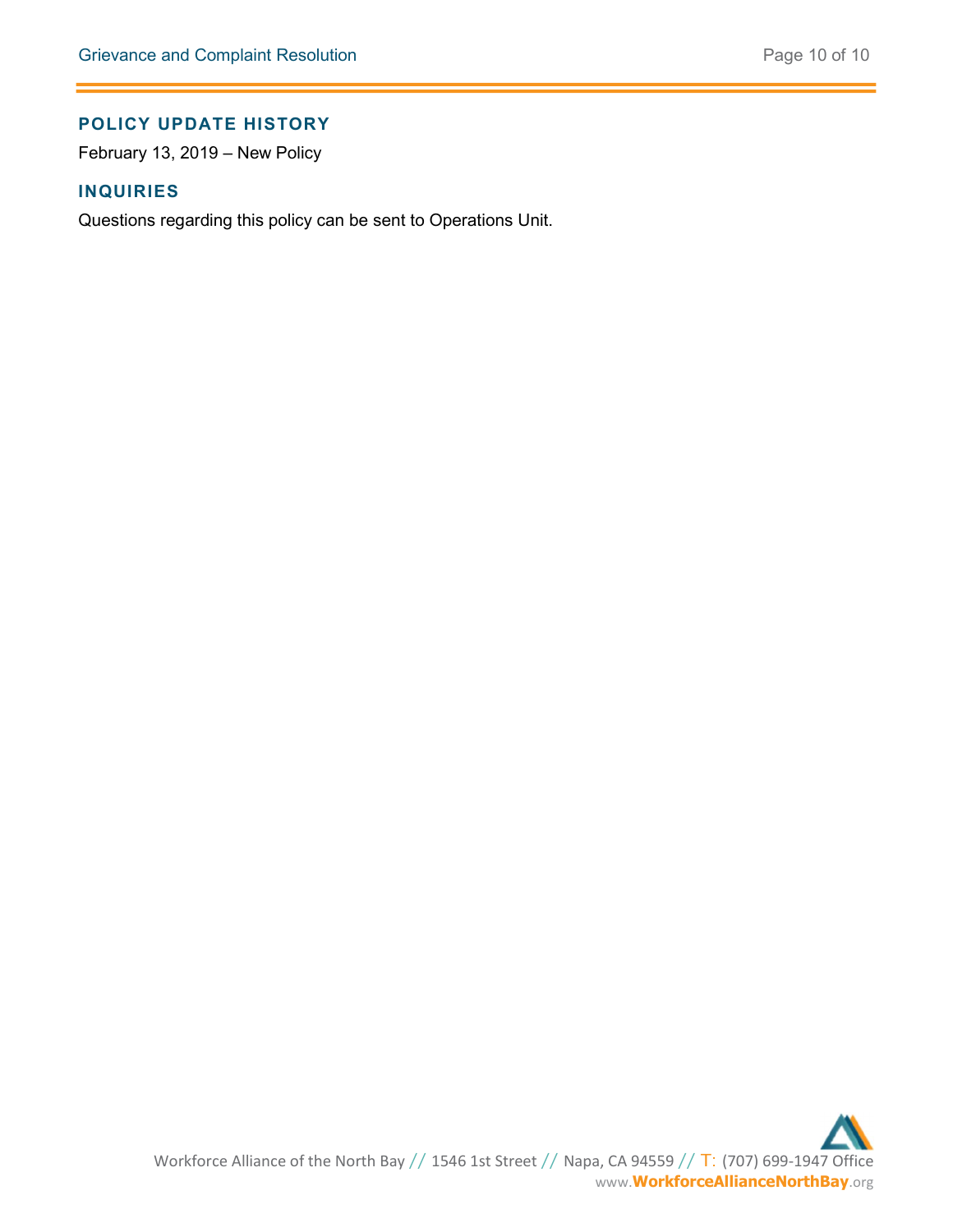## POLICY UPDATE HISTORY

February 13, 2019 – New Policy

## INQUIRIES

Questions regarding this policy can be sent to Operations Unit.